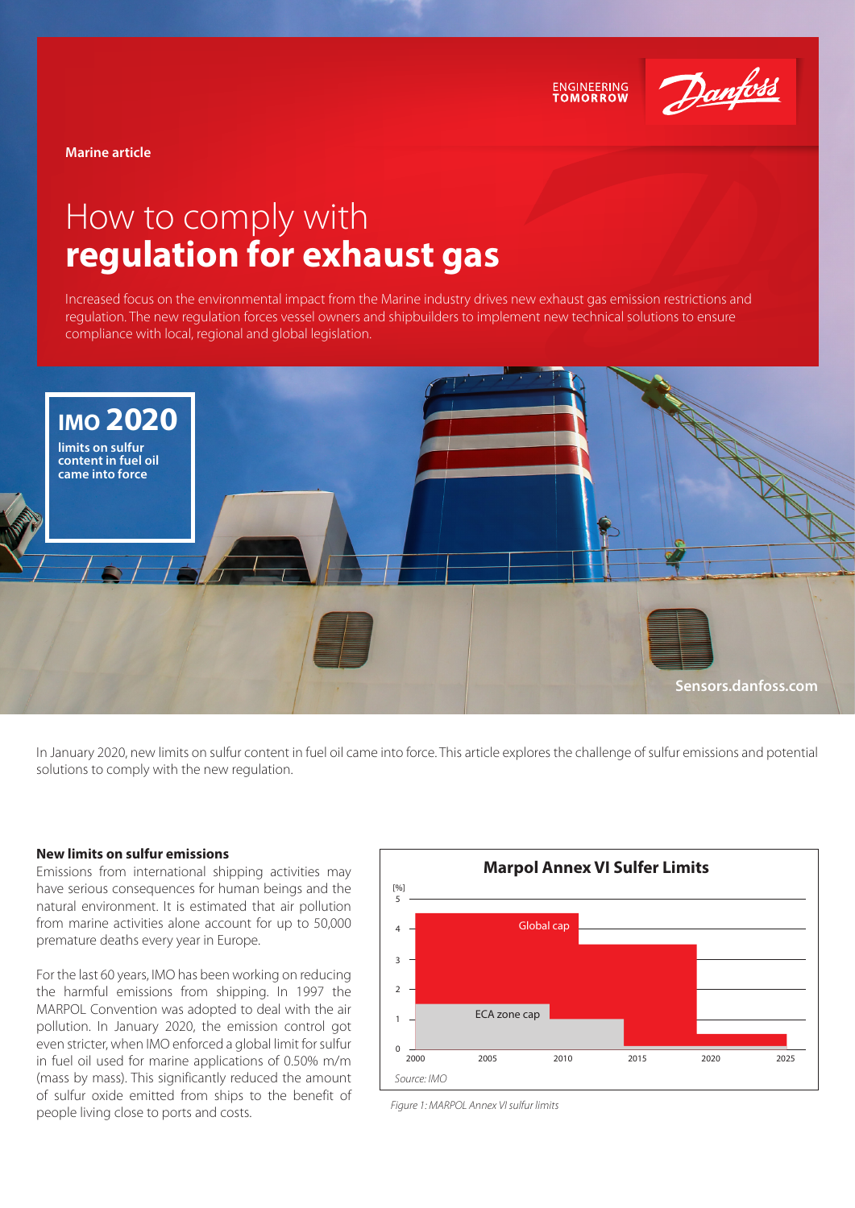ENGINEERING TOMORROW

Danfoss

**Marine article**

# How to comply with **regulation for exhaust gas**

Increased focus on the environmental impact from the Marine industry drives new exhaust gas emission restrictions and regulation. The new regulation forces vessel owners and shipbuilders to implement new technical solutions to ensure compliance with local, regional and global legislation.

**IMO 2020**

**limits on sulfur content in fuel oil came into force**

**Sensors.danfoss.com**

In January 2020, new limits on sulfur content in fuel oil came into force. This article explores the challenge of sulfur emissions and potential solutions to comply with the new regulation.

### New limits on sulfur emissions

Emissions from international shipping activities may have serious consequences for human beings and the natural environment. It is estimated that air pollution from marine activities alone account for up to 50,000 premature deaths every year in Europe.

For the last 60 years, IMO has been working on reducing the harmful emissions from shipping. In 1997 the MARPOL Convention was adopted to deal with the air pollution. In January 2020, the emission control got even stricter, when IMO enforced a global limit for sulfur in fuel oil used for marine applications of 0.50% m/m (mass by mass). This significantly reduced the amount of sulfur oxide emitted from ships to the benefit of people living close to ports and costs.

**Marpol Annex VI Sulfer Limits**

[%]

5

4

3

2

1

0

2000

2005

2010

2015

2020

2025

Global cap

ECA zone cap

*Source: IMO*

*Figure 1: MARPOL Annex VI sulfur limits*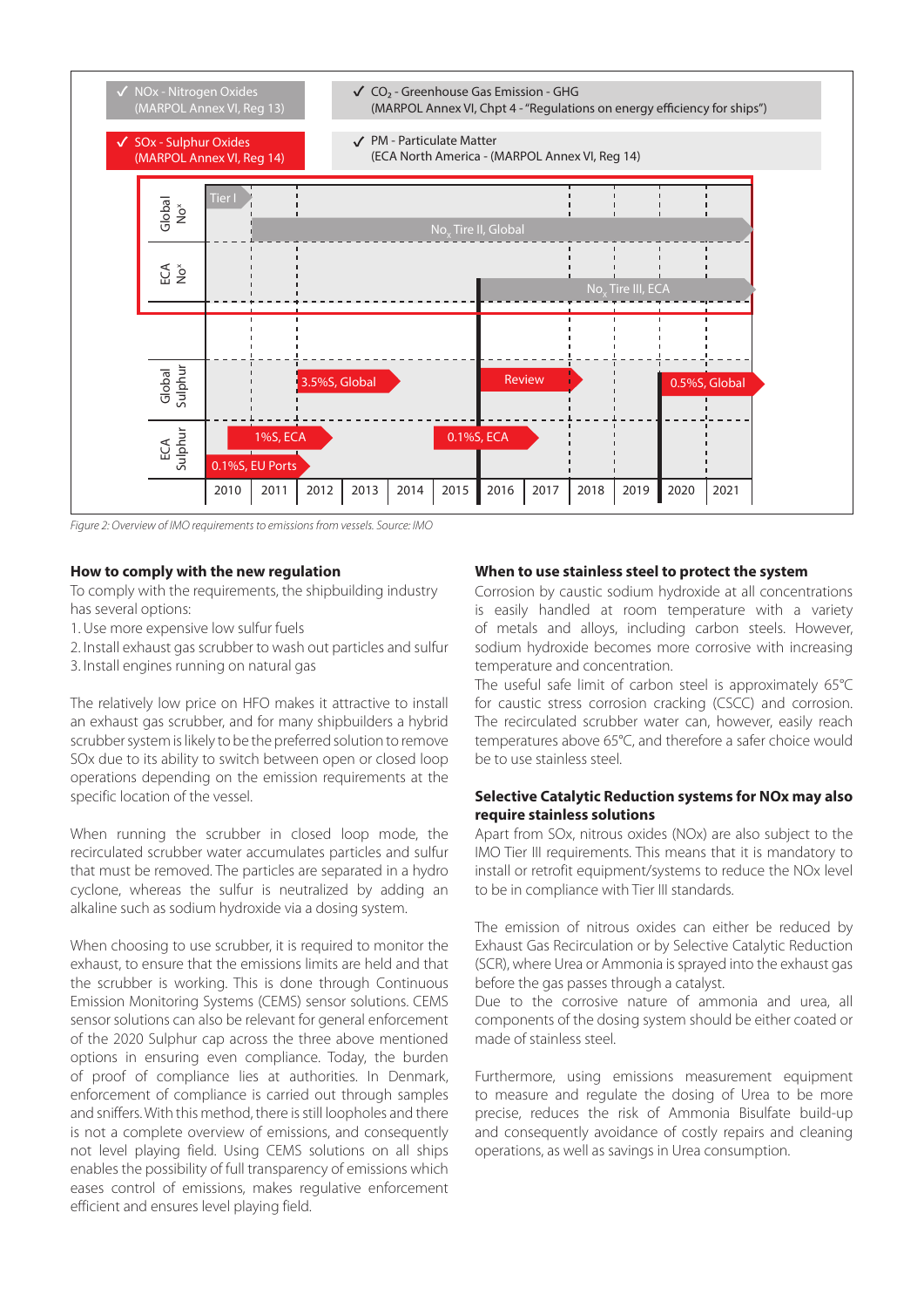✓ NOx - Nitrogen Oxides (MARPOL Annex VI, Reg 13)

✓ $CO_2$ - Greenhouse Gas Emission - GHG (MARPOL Annex VI, Chpt 4 - "Regulations on energy efficiency for ships")

✓ SOx - Sulphur Oxides (MARPOL Annex VI, Reg 14)

✓ PM - Particulate Matter (ECA North America - (MARPOL Annex VI, Reg 14)

Global Nox

ECA Nox

Global Sulphur

ECA Sulphur

Tier I

$No_x$ Tire II, Global

$No_x$ Tire III, ECA

3.5%S, Global

Review

0.5%S, Global

1%S, ECA

0.1%S, ECA

0.1%S, EU Ports

2010 2011 2012 2013 2014 2015 2016 2017 2018 2019 2020 2021

*Figure 2: Overview of IMO requirements to emissions from vessels. Source: IMO*

### How to comply with the new regulation

To comply with the requirements, the shipbuilding industry has several options:

1. Use more expensive low sulfur fuels
2. Install exhaust gas scrubber to wash out particles and sulfur
3. Install engines running on natural gas

The relatively low price on HFO makes it attractive to install an exhaust gas scrubber, and for many shipbuilders a hybrid scrubber system is likely to be the preferred solution to remove SOx due to its ability to switch between open or closed loop operations depending on the emission requirements at the specific location of the vessel.

When running the scrubber in closed loop mode, the recirculated scrubber water accumulates particles and sulfur that must be removed. The particles are separated in a hydro cyclone, whereas the sulfur is neutralized by adding an alkaline such as sodium hydroxide via a dosing system.

When choosing to use scrubber, it is required to monitor the exhaust, to ensure that the emissions limits are held and that the scrubber is working. This is done through Continuous Emission Monitoring Systems (CEMS) sensor solutions. CEMS sensor solutions can also be relevant for general enforcement of the 2020 Sulphur cap across the three above mentioned options in ensuring even compliance. Today, the burden of proof of compliance lies at authorities. In Denmark, enforcement of compliance is carried out through samples and sniffers. With this method, there is still loopholes and there is not a complete overview of emissions, and consequently not level playing field. Using CEMS solutions on all ships enables the possibility of full transparency of emissions which eases control of emissions, makes regulative enforcement efficient and ensures level playing field.

### When to use stainless steel to protect the system

Corrosion by caustic sodium hydroxide at all concentrations is easily handled at room temperature with a variety of metals and alloys, including carbon steels. However, sodium hydroxide becomes more corrosive with increasing temperature and concentration.

The useful safe limit of carbon steel is approximately 65°C for caustic stress corrosion cracking (CSCC) and corrosion. The recirculated scrubber water can, however, easily reach temperatures above 65°C, and therefore a safer choice would be to use stainless steel.

### Selective Catalytic Reduction systems for NOx may also require stainless solutions

Apart from SOx, nitrous oxides (NOx) are also subject to the IMO Tier III requirements. This means that it is mandatory to install or retrofit equipment/systems to reduce the NOx level to be in compliance with Tier III standards.

The emission of nitrous oxides can either be reduced by Exhaust Gas Recirculation or by Selective Catalytic Reduction (SCR), where Urea or Ammonia is sprayed into the exhaust gas before the gas passes through a catalyst.

Due to the corrosive nature of ammonia and urea, all components of the dosing system should be either coated or made of stainless steel.

Furthermore, using emissions measurement equipment to measure and regulate the dosing of Urea to be more precise, reduces the risk of Ammonia Bisulfate build-up and consequently avoidance of costly repairs and cleaning operations, as well as savings in Urea consumption.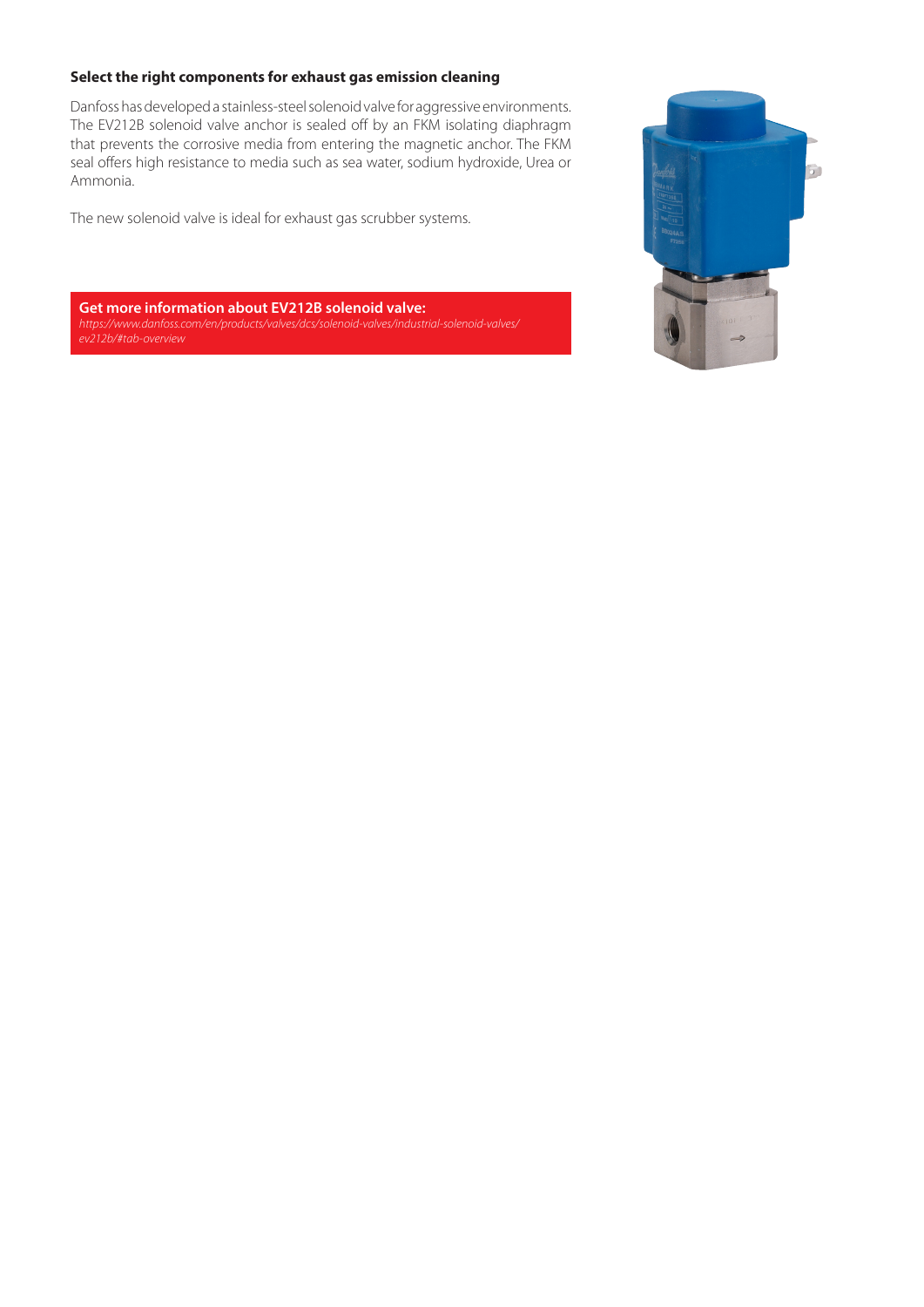### Select the right components for exhaust gas emission cleaning

Danfoss has developed a stainless-steel solenoid valve for aggressive environments. The EV212B solenoid valve anchor is sealed off by an FKM isolating diaphragm that prevents the corrosive media from entering the magnetic anchor. The FKM seal offers high resistance to media such as sea water, sodium hydroxide, Urea or Ammonia.

The new solenoid valve is ideal for exhaust gas scrubber systems.

**Get more information about EV212B solenoid valve:**
*https://www.danfoss.com/en/products/valves/dcs/solenoid-valves/industrial-solenoid-valves/ev212b/#tab-overview*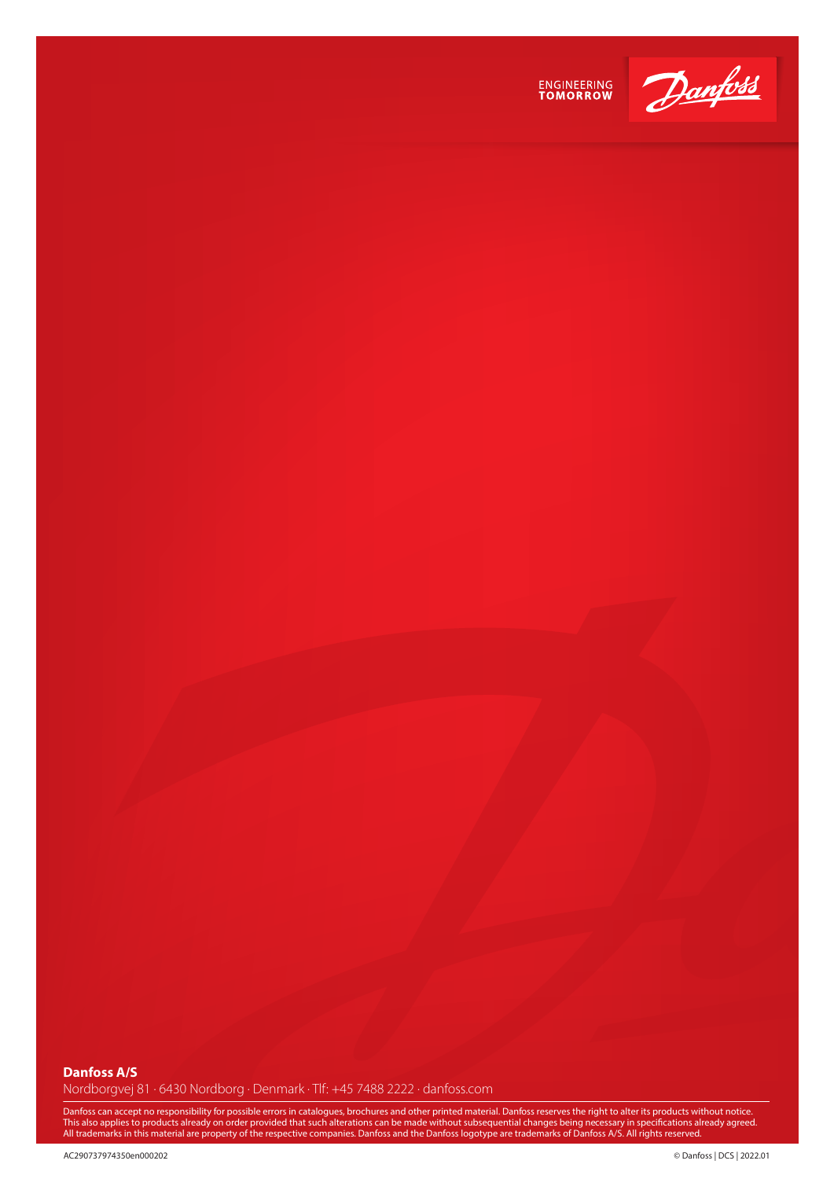ENGINEERING
TOMORROW

**Danfoss A/S**

Nordborgvej 81 · 6430 Nordborg · Denmark · Tlf: +45 7488 2222 · danfoss.com

Danfoss can accept no responsibility for possible errors in catalogues, brochures and other printed material. Danfoss reserves the right to alter its products without notice. This also applies to products already on order provided that such alterations can be made without subsequential changes being necessary in specifications already agreed. All trademarks in this material are property of the respective companies. Danfoss and the Danfoss logotype are trademarks of Danfoss A/S. All rights reserved.

AC290737974350en000202

© Danfoss | DCS | 2022.01